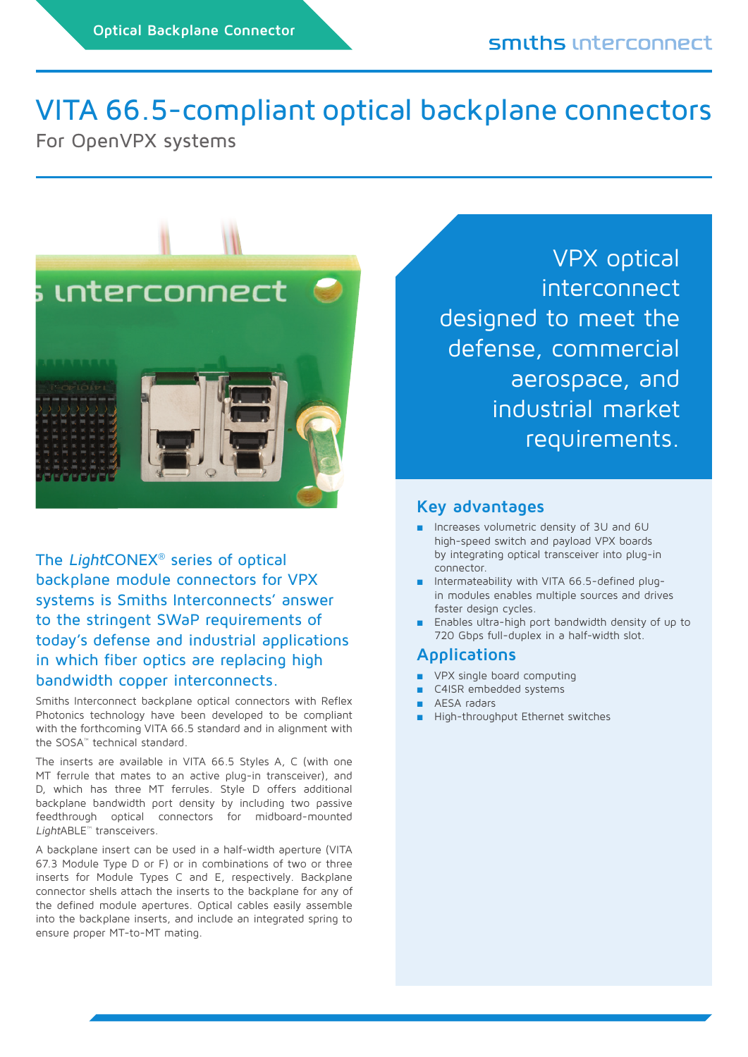Optical Backplane Connector

# VITA 66.5-compliant optical backplane connectors

For OpenVPX systems

VPX optical interconnect designed to meet the defense, commercial aerospace, and industrial market requirements.

The *Light*CONEX® series of optical backplane module connectors for VPX systems is Smiths Interconnects' answer to the stringent SWaP requirements of today's defense and industrial applications in which fiber optics are replacing high bandwidth copper interconnects.

Smiths Interconnect backplane optical connectors with Reflex Photonics technology have been developed to be compliant with the forthcoming VITA 66.5 standard and in alignment with the SOSA™ technical standard.

The inserts are available in VITA 66.5 Styles A, C (with one MT ferrule that mates to an active plug-in transceiver), and D, which has three MT ferrules. Style D offers additional backplane bandwidth port density by including two passive feedthrough optical connectors for midboard-mounted *Light*ABLE™ transceivers.

A backplane insert can be used in a half-width aperture (VITA 67.3 Module Type D or F) or in combinations of two or three inserts for Module Types C and E, respectively. Backplane connector shells attach the inserts to the backplane for any of the defined module apertures. Optical cables easily assemble into the backplane inserts, and include an integrated spring to ensure proper MT-to-MT mating.

## Key advantages

- Increases volumetric density of 3U and 6U high-speed switch and payload VPX boards by integrating optical transceiver into plug-in connector.
- Intermateability with VITA 66.5-defined plug-in modules enables multiple sources and drives faster design cycles.
- Enables ultra-high port bandwidth density of up to 720 Gbps full-duplex in a half-width slot.

## Applications

- VPX single board computing
- C4ISR embedded systems
- AESA radars
- High-throughput Ethernet switches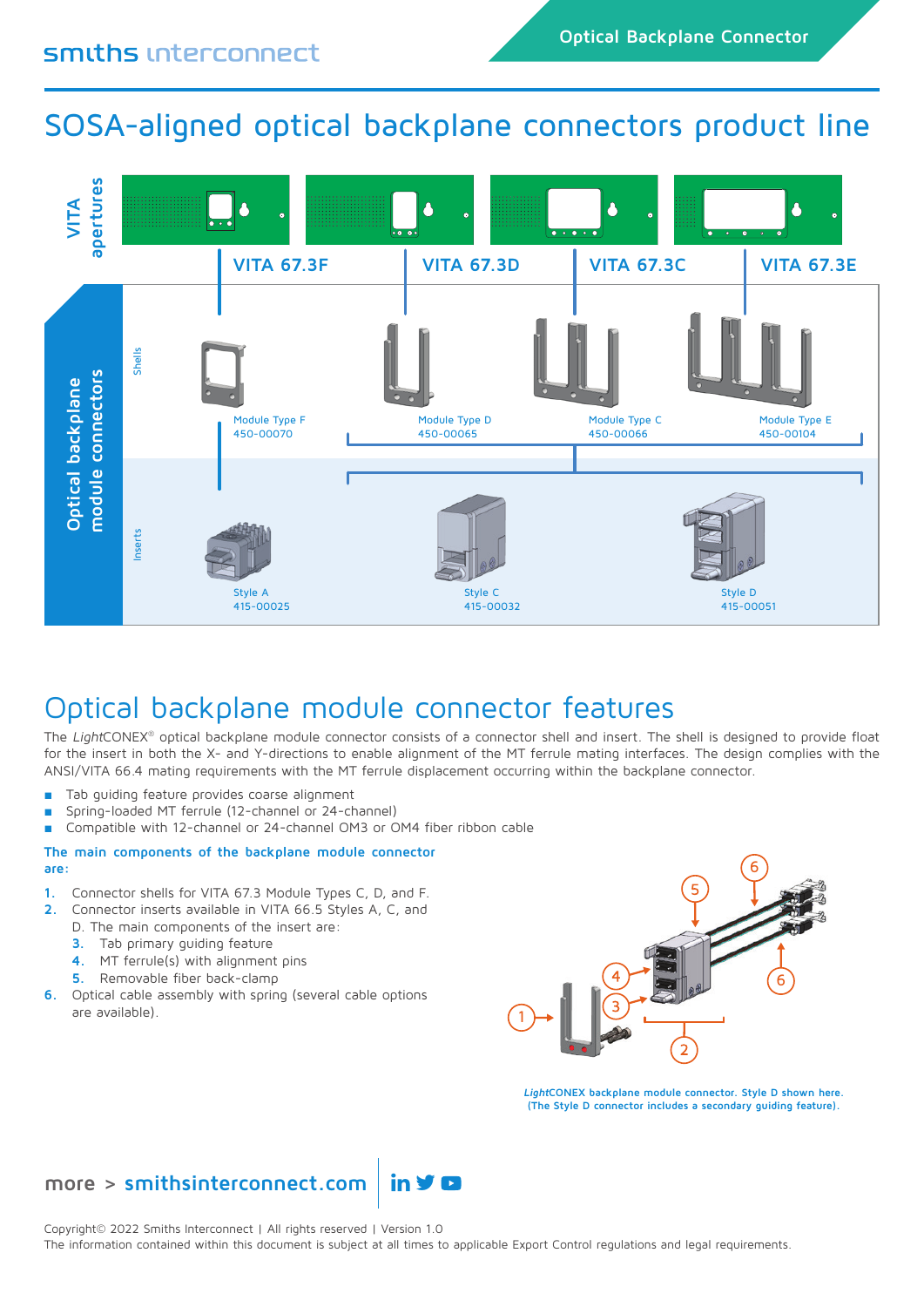# SOSA-aligned optical backplane connectors product line

VITA apertures

VITA 67.3F

VITA 67.3D

VITA 67.3C

VITA 67.3E

Optical backplane module connectors

Shells

Module Type F
450-00070

Module Type D
450-00065

Module Type C
450-00066

Module Type E
450-00104

Inserts

Style A
415-00025

Style C
415-00032

Style D
415-00051

## Optical backplane module connector features

The *Light*CONEX® optical backplane module connector consists of a connector shell and insert. The shell is designed to provide float for the insert in both the X- and Y-directions to enable alignment of the MT ferrule mating interfaces. The design complies with the ANSI/VITA 66.4 mating requirements with the MT ferrule displacement occurring within the backplane connector.

- Tab guiding feature provides coarse alignment
- Spring-loaded MT ferrule (12-channel or 24-channel)
- Compatible with 12-channel or 24-channel OM3 or OM4 fiber ribbon cable

**The main components of the backplane module connector are:**

1. Connector shells for VITA 67.3 Module Types C, D, and F.
2. Connector inserts available in VITA 66.5 Styles A, C, and D. The main components of the insert are:
   3. Tab primary guiding feature
   4. MT ferrule(s) with alignment pins
   5. Removable fiber back-clamp
6. Optical cable assembly with spring (several cable options are available).

1 2 3 4 5 6 6

***Light*CONEX backplane module connector. Style D shown here. (The Style D connector includes a secondary guiding feature).**

more > smithsinterconnect.com

Copyright© 2022 Smiths Interconnect | All rights reserved | Version 1.0
The information contained within this document is subject at all times to applicable Export Control regulations and legal requirements.